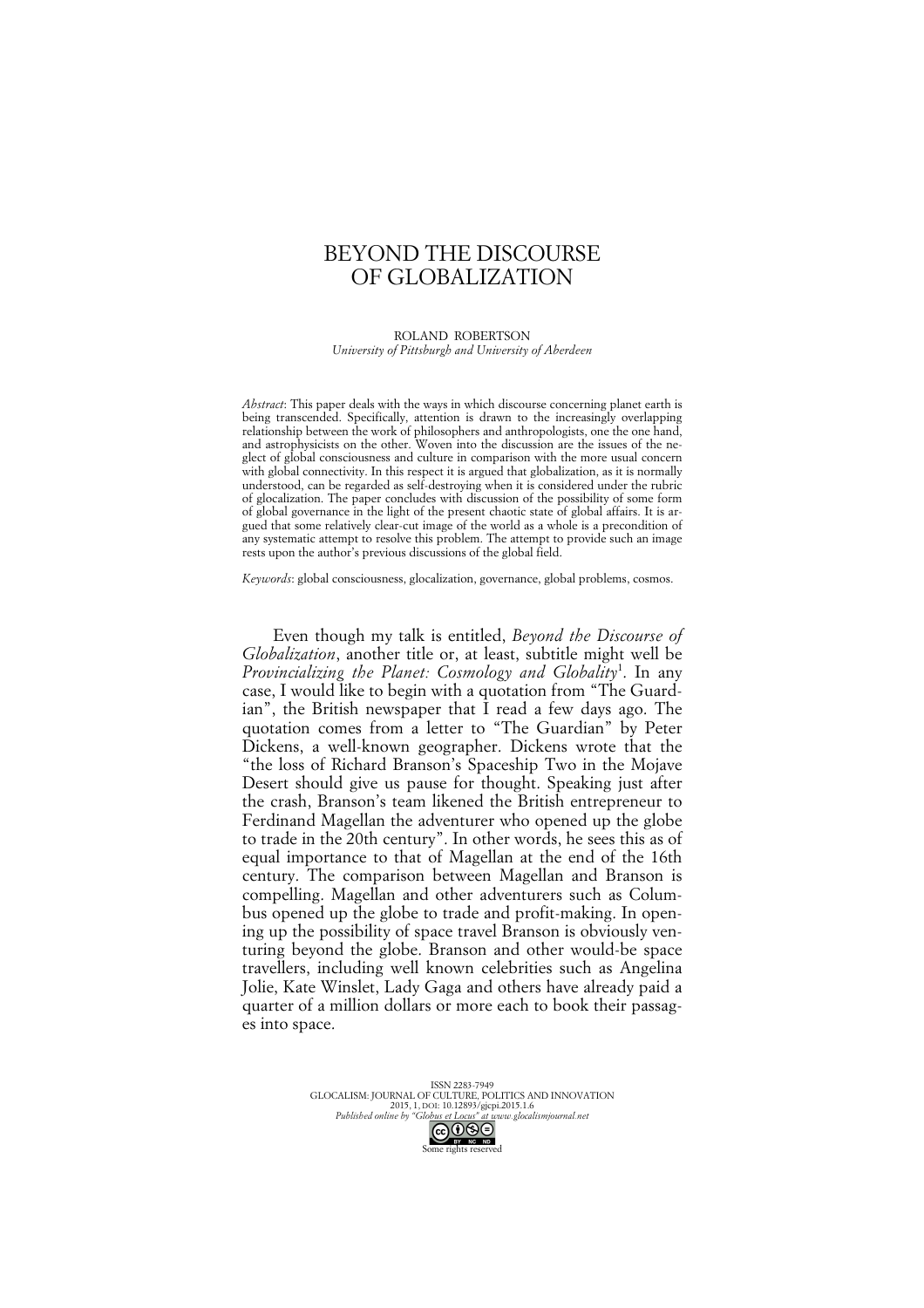# BEYOND THE DISCOURSE OF GLOBALIZATION

ROLAND ROBERTSON
*University of Pittsburgh and University of Aberdeen*

*Abstract*: This paper deals with the ways in which discourse concerning planet earth is being transcended. Specifically, attention is drawn to the increasingly overlapping relationship between the work of philosophers and anthropologists, one the one hand, and astrophysicists on the other. Woven into the discussion are the issues of the neglect of global consciousness and culture in comparison with the more usual concern with global connectivity. In this respect it is argued that globalization, as it is normally understood, can be regarded as self-destroying when it is considered under the rubric of glocalization. The paper concludes with discussion of the possibility of some form of global governance in the light of the present chaotic state of global affairs. It is argued that some relatively clear-cut image of the world as a whole is a precondition of any systematic attempt to resolve this problem. The attempt to provide such an image rests upon the author's previous discussions of the global field.

*Keywords*: global consciousness, glocalization, governance, global problems, cosmos.

Even though my talk is entitled, *Beyond the Discourse of Globalization*, another title or, at least, subtitle might well be *Provincializing the Planet: Cosmology and Globality*[1]. In any case, I would like to begin with a quotation from "The Guardian", the British newspaper that I read a few days ago. The quotation comes from a letter to "The Guardian" by Peter Dickens, a well-known geographer. Dickens wrote that the "the loss of Richard Branson's Spaceship Two in the Mojave Desert should give us pause for thought. Speaking just after the crash, Branson's team likened the British entrepreneur to Ferdinand Magellan the adventurer who opened up the globe to trade in the 20th century". In other words, he sees this as of equal importance to that of Magellan at the end of the 16th century. The comparison between Magellan and Branson is compelling. Magellan and other adventurers such as Columbus opened up the globe to trade and profit-making. In opening up the possibility of space travel Branson is obviously venturing beyond the globe. Branson and other would-be space travellers, including well known celebrities such as Angelina Jolie, Kate Winslet, Lady Gaga and others have already paid a quarter of a million dollars or more each to book their passages into space.

ISSN 2283-7949
GLOCALISM: JOURNAL OF CULTURE, POLITICS AND INNOVATION
2015, 1, DOI: 10.12893/gjcpi.2015.1.6
*Published online by "Globus et Locus" at www.glocalismjournal.net*
Some rights reserved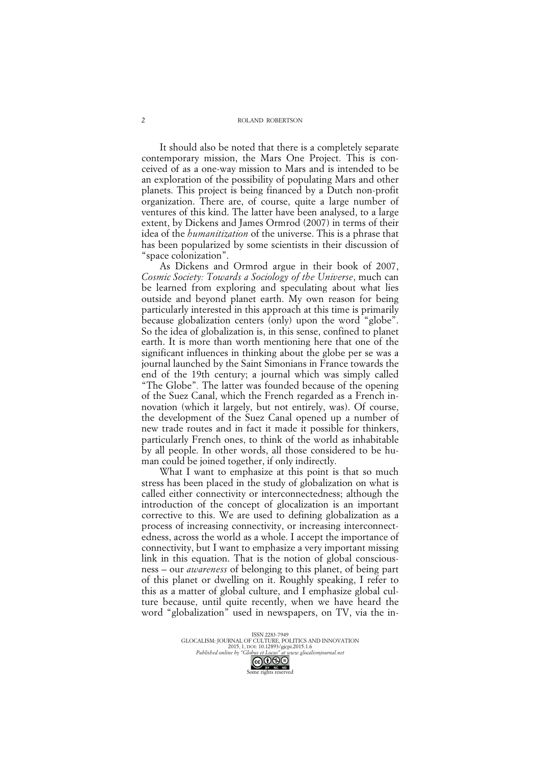It should also be noted that there is a completely separate contemporary mission, the Mars One Project. This is conceived of as a one-way mission to Mars and is intended to be an exploration of the possibility of populating Mars and other planets. This project is being financed by a Dutch non-profit organization. There are, of course, quite a large number of ventures of this kind. The latter have been analysed, to a large extent, by Dickens and James Ormrod (2007) in terms of their idea of the *humanitization* of the universe. This is a phrase that has been popularized by some scientists in their discussion of "space colonization".

As Dickens and Ormrod argue in their book of 2007, *Cosmic Society: Towards a Sociology of the Universe*, much can be learned from exploring and speculating about what lies outside and beyond planet earth. My own reason for being particularly interested in this approach at this time is primarily because globalization centers (only) upon the word "globe". So the idea of globalization is, in this sense, confined to planet earth. It is more than worth mentioning here that one of the significant influences in thinking about the globe per se was a journal launched by the Saint Simonians in France towards the end of the 19th century; a journal which was simply called "The Globe". The latter was founded because of the opening of the Suez Canal, which the French regarded as a French innovation (which it largely, but not entirely, was). Of course, the development of the Suez Canal opened up a number of new trade routes and in fact it made it possible for thinkers, particularly French ones, to think of the world as inhabitable by all people. In other words, all those considered to be human could be joined together, if only indirectly.

What I want to emphasize at this point is that so much stress has been placed in the study of globalization on what is called either connectivity or interconnectedness; although the introduction of the concept of glocalization is an important corrective to this. We are used to defining globalization as a process of increasing connectivity, or increasing interconnectedness, across the world as a whole. I accept the importance of connectivity, but I want to emphasize a very important missing link in this equation. That is the notion of global consciousness – our *awareness* of belonging to this planet, of being part of this planet or dwelling on it. Roughly speaking, I refer to this as a matter of global culture, and I emphasize global culture because, until quite recently, when we have heard the word "globalization" used in newspapers, on TV, via the in-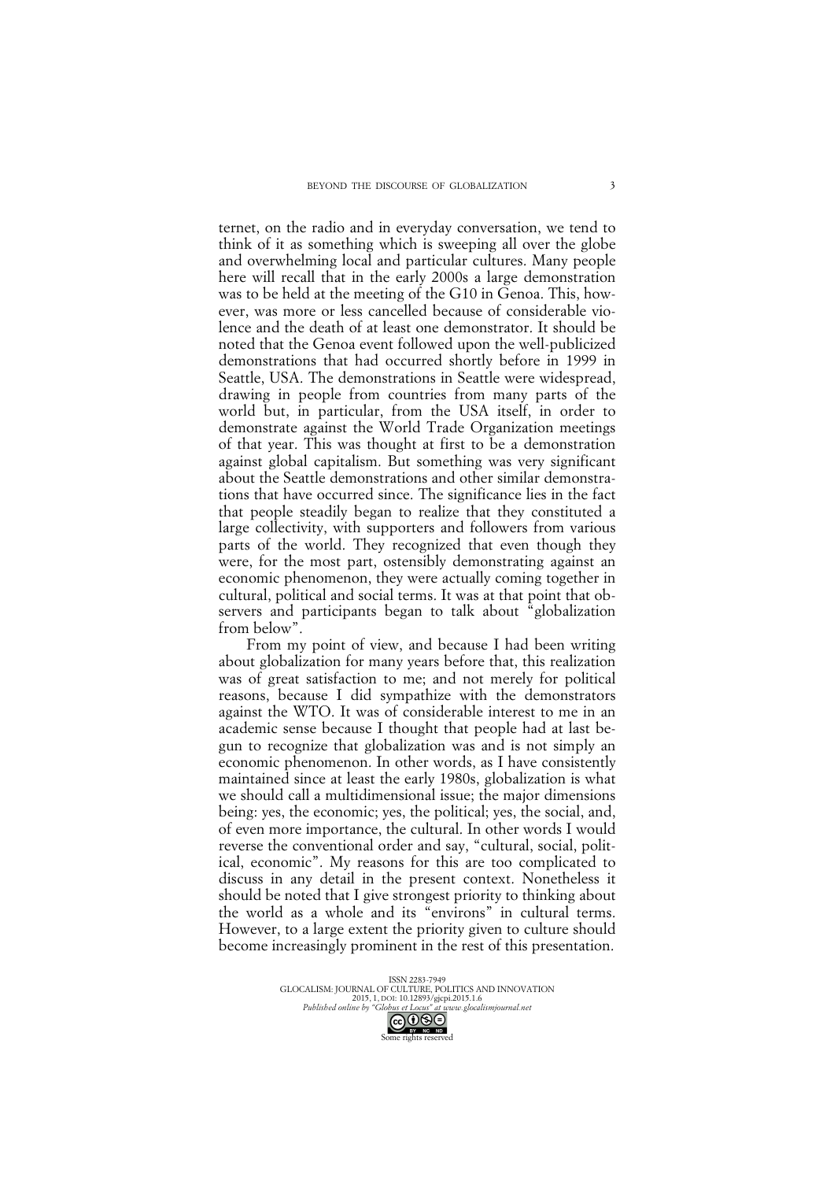ternet, on the radio and in everyday conversation, we tend to think of it as something which is sweeping all over the globe and overwhelming local and particular cultures. Many people here will recall that in the early 2000s a large demonstration was to be held at the meeting of the G10 in Genoa. This, however, was more or less cancelled because of considerable violence and the death of at least one demonstrator. It should be noted that the Genoa event followed upon the well-publicized demonstrations that had occurred shortly before in 1999 in Seattle, USA. The demonstrations in Seattle were widespread, drawing in people from countries from many parts of the world but, in particular, from the USA itself, in order to demonstrate against the World Trade Organization meetings of that year. This was thought at first to be a demonstration against global capitalism. But something was very significant about the Seattle demonstrations and other similar demonstrations that have occurred since. The significance lies in the fact that people steadily began to realize that they constituted a large collectivity, with supporters and followers from various parts of the world. They recognized that even though they were, for the most part, ostensibly demonstrating against an economic phenomenon, they were actually coming together in cultural, political and social terms. It was at that point that observers and participants began to talk about "globalization from below".

From my point of view, and because I had been writing about globalization for many years before that, this realization was of great satisfaction to me; and not merely for political reasons, because I did sympathize with the demonstrators against the WTO. It was of considerable interest to me in an academic sense because I thought that people had at last begun to recognize that globalization was and is not simply an economic phenomenon. In other words, as I have consistently maintained since at least the early 1980s, globalization is what we should call a multidimensional issue; the major dimensions being: yes, the economic; yes, the political; yes, the social, and, of even more importance, the cultural. In other words I would reverse the conventional order and say, "cultural, social, political, economic". My reasons for this are too complicated to discuss in any detail in the present context. Nonetheless it should be noted that I give strongest priority to thinking about the world as a whole and its "environs" in cultural terms. However, to a large extent the priority given to culture should become increasingly prominent in the rest of this presentation.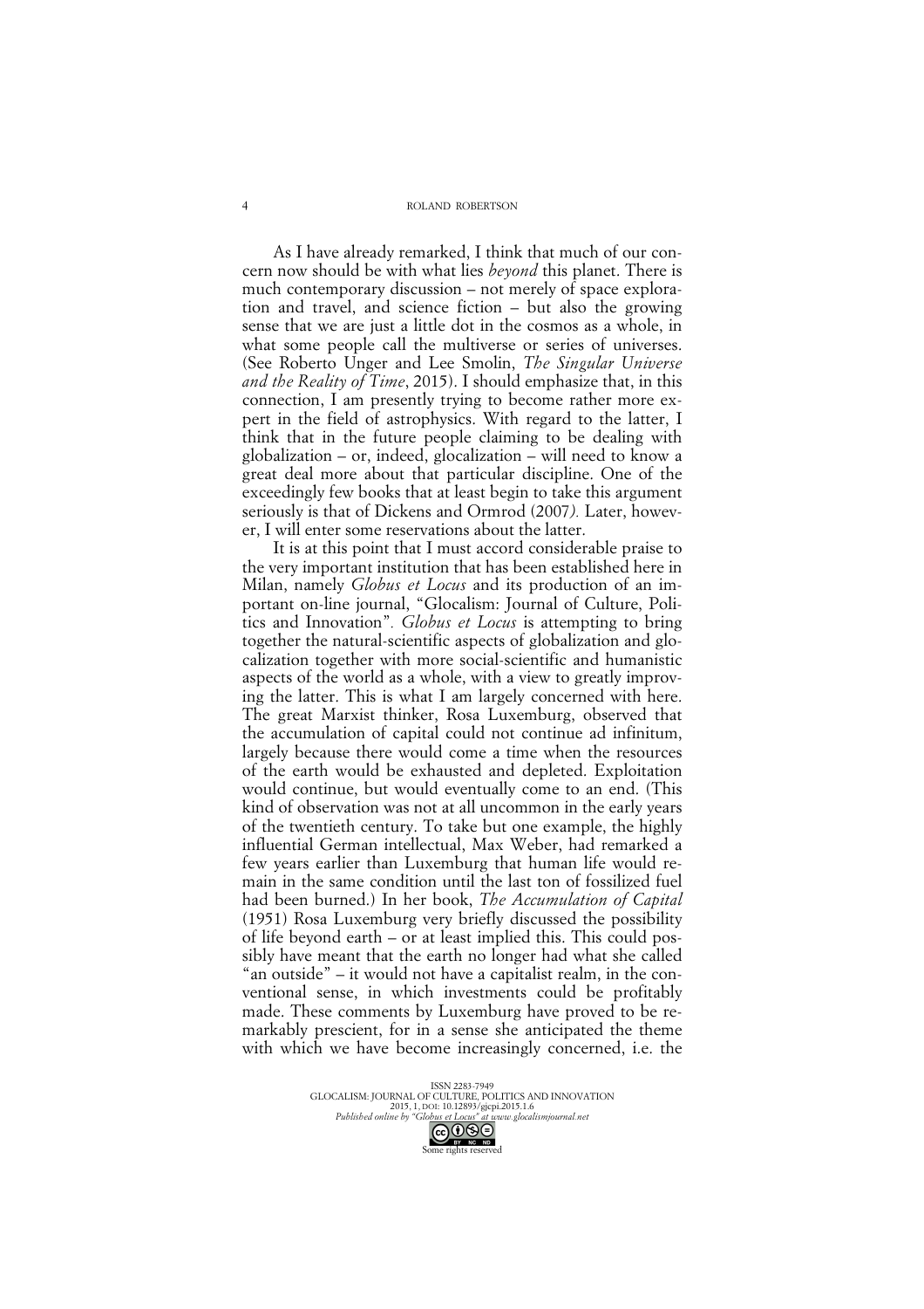As I have already remarked, I think that much of our concern now should be with what lies *beyond* this planet. There is much contemporary discussion – not merely of space exploration and travel, and science fiction – but also the growing sense that we are just a little dot in the cosmos as a whole, in what some people call the multiverse or series of universes. (See Roberto Unger and Lee Smolin, *The Singular Universe and the Reality of Time*, 2015). I should emphasize that, in this connection, I am presently trying to become rather more expert in the field of astrophysics. With regard to the latter, I think that in the future people claiming to be dealing with globalization – or, indeed, glocalization – will need to know a great deal more about that particular discipline. One of the exceedingly few books that at least begin to take this argument seriously is that of Dickens and Ormrod (2007*).* Later, however, I will enter some reservations about the latter.

It is at this point that I must accord considerable praise to the very important institution that has been established here in Milan, namely *Globus et Locus* and its production of an important on-line journal, "Glocalism: Journal of Culture, Politics and Innovation"*. Globus et Locus* is attempting to bring together the natural-scientific aspects of globalization and glocalization together with more social-scientific and humanistic aspects of the world as a whole, with a view to greatly improving the latter. This is what I am largely concerned with here. The great Marxist thinker, Rosa Luxemburg, observed that the accumulation of capital could not continue ad infinitum, largely because there would come a time when the resources of the earth would be exhausted and depleted. Exploitation would continue, but would eventually come to an end. (This kind of observation was not at all uncommon in the early years of the twentieth century. To take but one example, the highly influential German intellectual, Max Weber, had remarked a few years earlier than Luxemburg that human life would remain in the same condition until the last ton of fossilized fuel had been burned.) In her book, *The Accumulation of Capital* (1951) Rosa Luxemburg very briefly discussed the possibility of life beyond earth – or at least implied this. This could possibly have meant that the earth no longer had what she called "an outside" – it would not have a capitalist realm, in the conventional sense, in which investments could be profitably made. These comments by Luxemburg have proved to be remarkably prescient, for in a sense she anticipated the theme with which we have become increasingly concerned, i.e. the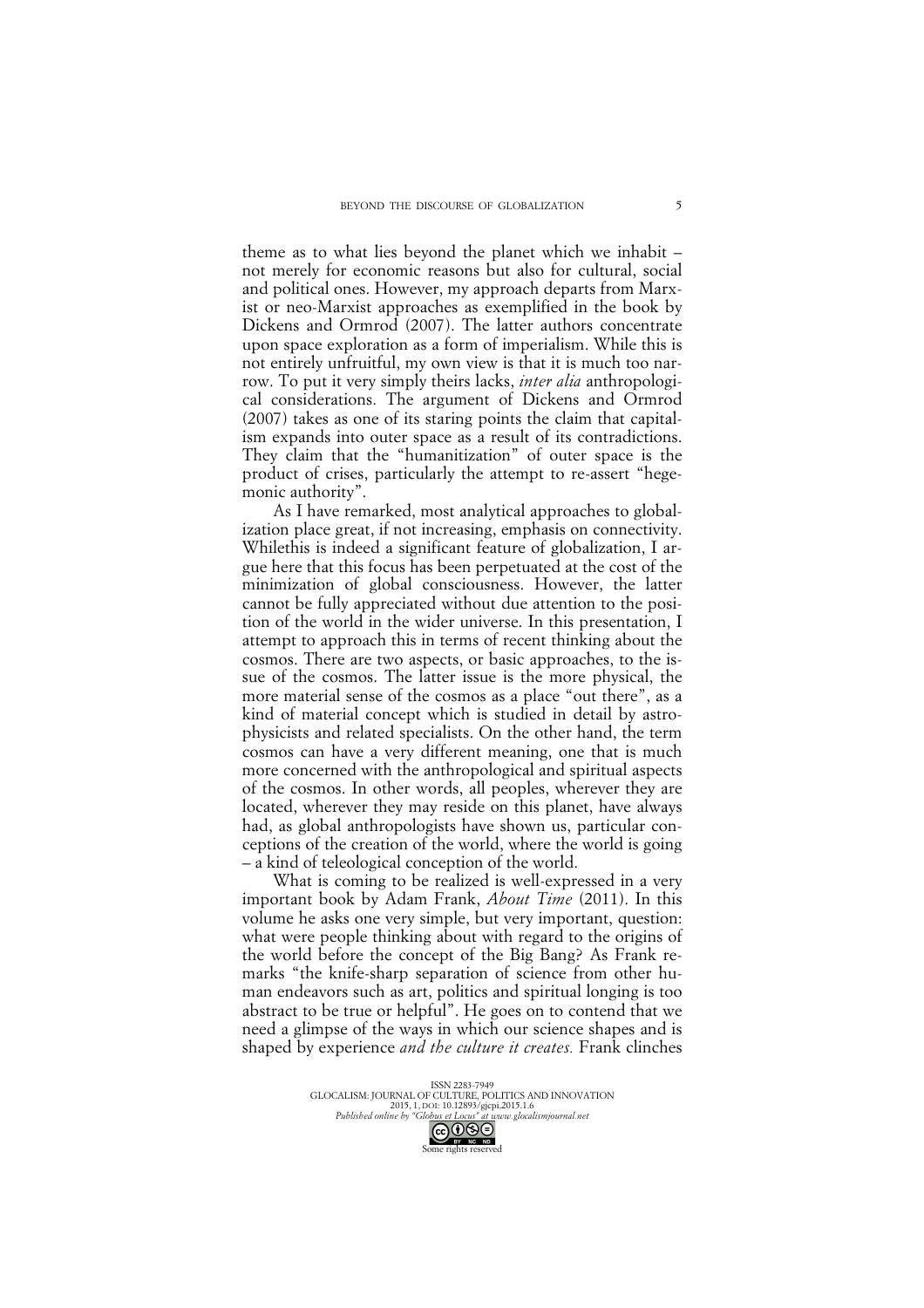theme as to what lies beyond the planet which we inhabit – not merely for economic reasons but also for cultural, social and political ones. However, my approach departs from Marxist or neo-Marxist approaches as exemplified in the book by Dickens and Ormrod (2007). The latter authors concentrate upon space exploration as a form of imperialism. While this is not entirely unfruitful, my own view is that it is much too narrow. To put it very simply theirs lacks, *inter alia* anthropological considerations. The argument of Dickens and Ormrod (2007) takes as one of its staring points the claim that capitalism expands into outer space as a result of its contradictions. They claim that the "humanitization" of outer space is the product of crises, particularly the attempt to re-assert "hegemonic authority".

As I have remarked, most analytical approaches to globalization place great, if not increasing, emphasis on connectivity. Whilethis is indeed a significant feature of globalization, I argue here that this focus has been perpetuated at the cost of the minimization of global consciousness. However, the latter cannot be fully appreciated without due attention to the position of the world in the wider universe. In this presentation, I attempt to approach this in terms of recent thinking about the cosmos. There are two aspects, or basic approaches, to the issue of the cosmos. The latter issue is the more physical, the more material sense of the cosmos as a place "out there", as a kind of material concept which is studied in detail by astrophysicists and related specialists. On the other hand, the term cosmos can have a very different meaning, one that is much more concerned with the anthropological and spiritual aspects of the cosmos. In other words, all peoples, wherever they are located, wherever they may reside on this planet, have always had, as global anthropologists have shown us, particular conceptions of the creation of the world, where the world is going – a kind of teleological conception of the world.

What is coming to be realized is well-expressed in a very important book by Adam Frank, *About Time* (2011). In this volume he asks one very simple, but very important, question: what were people thinking about with regard to the origins of the world before the concept of the Big Bang? As Frank remarks "the knife-sharp separation of science from other human endeavors such as art, politics and spiritual longing is too abstract to be true or helpful". He goes on to contend that we need a glimpse of the ways in which our science shapes and is shaped by experience *and the culture it creates.* Frank clinches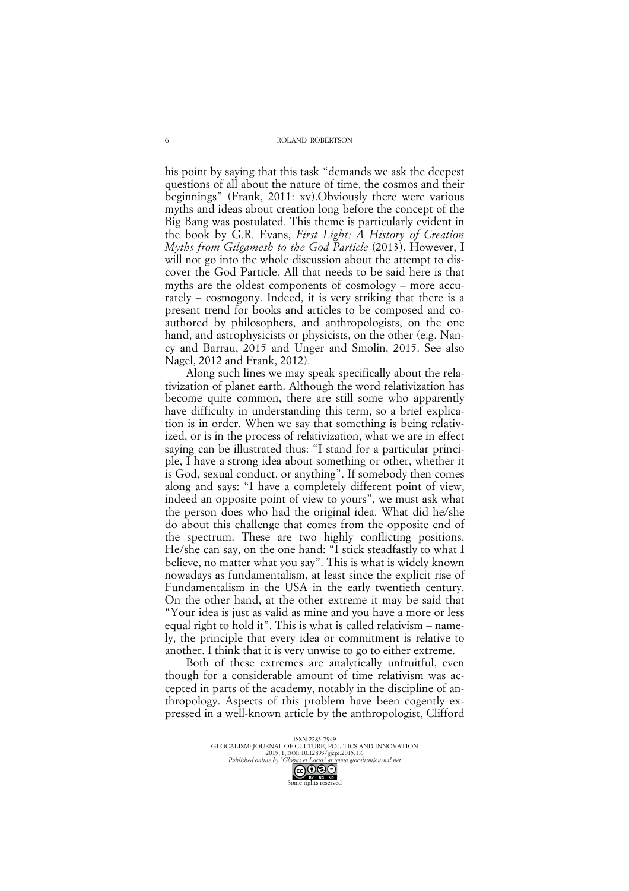his point by saying that this task "demands we ask the deepest questions of all about the nature of time, the cosmos and their beginnings" (Frank, 2011: xv).Obviously there were various myths and ideas about creation long before the concept of the Big Bang was postulated. This theme is particularly evident in the book by G.R. Evans, *First Light: A History of Creation Myths from Gilgamesh to the God Particle* (2013). However, I will not go into the whole discussion about the attempt to discover the God Particle. All that needs to be said here is that myths are the oldest components of cosmology – more accurately – cosmogony. Indeed, it is very striking that there is a present trend for books and articles to be composed and co-authored by philosophers, and anthropologists, on the one hand, and astrophysicists or physicists, on the other (e.g. Nancy and Barrau, 2015 and Unger and Smolin, 2015. See also Nagel, 2012 and Frank, 2012).

Along such lines we may speak specifically about the relativization of planet earth. Although the word relativization has become quite common, there are still some who apparently have difficulty in understanding this term, so a brief explication is in order. When we say that something is being relativized, or is in the process of relativization, what we are in effect saying can be illustrated thus: "I stand for a particular principle, I have a strong idea about something or other, whether it is God, sexual conduct, or anything". If somebody then comes along and says: "I have a completely different point of view, indeed an opposite point of view to yours", we must ask what the person does who had the original idea. What did he/she do about this challenge that comes from the opposite end of the spectrum. These are two highly conflicting positions. He/she can say, on the one hand: "I stick steadfastly to what I believe, no matter what you say". This is what is widely known nowadays as fundamentalism, at least since the explicit rise of Fundamentalism in the USA in the early twentieth century. On the other hand, at the other extreme it may be said that "Your idea is just as valid as mine and you have a more or less equal right to hold it". This is what is called relativism – namely, the principle that every idea or commitment is relative to another. I think that it is very unwise to go to either extreme.

Both of these extremes are analytically unfruitful, even though for a considerable amount of time relativism was accepted in parts of the academy, notably in the discipline of anthropology. Aspects of this problem have been cogently expressed in a well-known article by the anthropologist, Clifford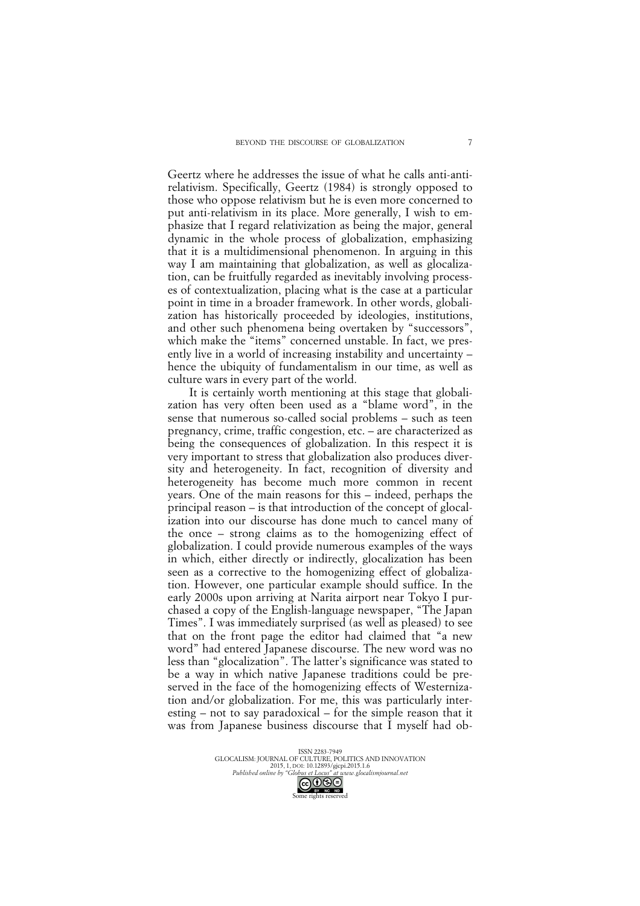Geertz where he addresses the issue of what he calls anti-anti-relativism. Specifically, Geertz (1984) is strongly opposed to those who oppose relativism but he is even more concerned to put anti-relativism in its place. More generally, I wish to emphasize that I regard relativization as being the major, general dynamic in the whole process of globalization, emphasizing that it is a multidimensional phenomenon. In arguing in this way I am maintaining that globalization, as well as glocalization, can be fruitfully regarded as inevitably involving processes of contextualization, placing what is the case at a particular point in time in a broader framework. In other words, globalization has historically proceeded by ideologies, institutions, and other such phenomena being overtaken by "successors", which make the "items" concerned unstable. In fact, we presently live in a world of increasing instability and uncertainty – hence the ubiquity of fundamentalism in our time, as well as culture wars in every part of the world.

It is certainly worth mentioning at this stage that globalization has very often been used as a "blame word", in the sense that numerous so-called social problems – such as teen pregnancy, crime, traffic congestion, etc. – are characterized as being the consequences of globalization. In this respect it is very important to stress that globalization also produces diversity and heterogeneity. In fact, recognition of diversity and heterogeneity has become much more common in recent years. One of the main reasons for this – indeed, perhaps the principal reason – is that introduction of the concept of glocalization into our discourse has done much to cancel many of the once – strong claims as to the homogenizing effect of globalization. I could provide numerous examples of the ways in which, either directly or indirectly, glocalization has been seen as a corrective to the homogenizing effect of globalization. However, one particular example should suffice. In the early 2000s upon arriving at Narita airport near Tokyo I purchased a copy of the English-language newspaper, "The Japan Times". I was immediately surprised (as well as pleased) to see that on the front page the editor had claimed that "a new word" had entered Japanese discourse. The new word was no less than "glocalization". The latter's significance was stated to be a way in which native Japanese traditions could be preserved in the face of the homogenizing effects of Westernization and/or globalization. For me, this was particularly interesting – not to say paradoxical – for the simple reason that it was from Japanese business discourse that I myself had ob-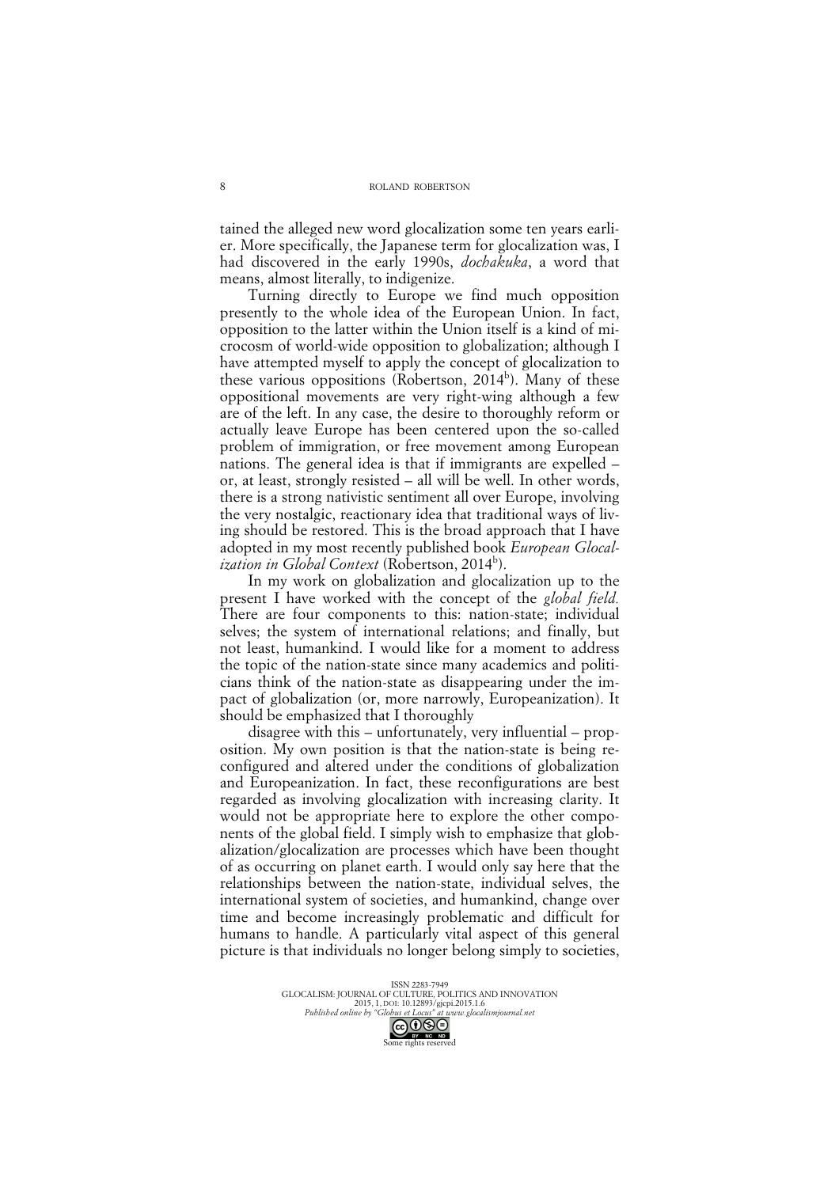tained the alleged new word glocalization some ten years earlier. More specifically, the Japanese term for glocalization was, I had discovered in the early 1990s, *dochakuka*, a word that means, almost literally, to indigenize.

Turning directly to Europe we find much opposition presently to the whole idea of the European Union. In fact, opposition to the latter within the Union itself is a kind of microcosm of world-wide opposition to globalization; although I have attempted myself to apply the concept of glocalization to these various oppositions (Robertson, 2014[b]). Many of these oppositional movements are very right-wing although a few are of the left. In any case, the desire to thoroughly reform or actually leave Europe has been centered upon the so-called problem of immigration, or free movement among European nations. The general idea is that if immigrants are expelled – or, at least, strongly resisted – all will be well. In other words, there is a strong nativistic sentiment all over Europe, involving the very nostalgic, reactionary idea that traditional ways of living should be restored. This is the broad approach that I have adopted in my most recently published book *European Glocalization in Global Context* (Robertson, 2014[b]).

In my work on globalization and glocalization up to the present I have worked with the concept of the *global field.* There are four components to this: nation-state; individual selves; the system of international relations; and finally, but not least, humankind. I would like for a moment to address the topic of the nation-state since many academics and politicians think of the nation-state as disappearing under the impact of globalization (or, more narrowly, Europeanization). It should be emphasized that I thoroughly disagree with this – unfortunately, very influential – proposition. My own position is that the nation-state is being reconfigured and altered under the conditions of globalization and Europeanization. In fact, these reconfigurations are best regarded as involving glocalization with increasing clarity. It would not be appropriate here to explore the other components of the global field. I simply wish to emphasize that globalization/glocalization are processes which have been thought of as occurring on planet earth. I would only say here that the relationships between the nation-state, individual selves, the international system of societies, and humankind, change over time and become increasingly problematic and difficult for humans to handle. A particularly vital aspect of this general picture is that individuals no longer belong simply to societies,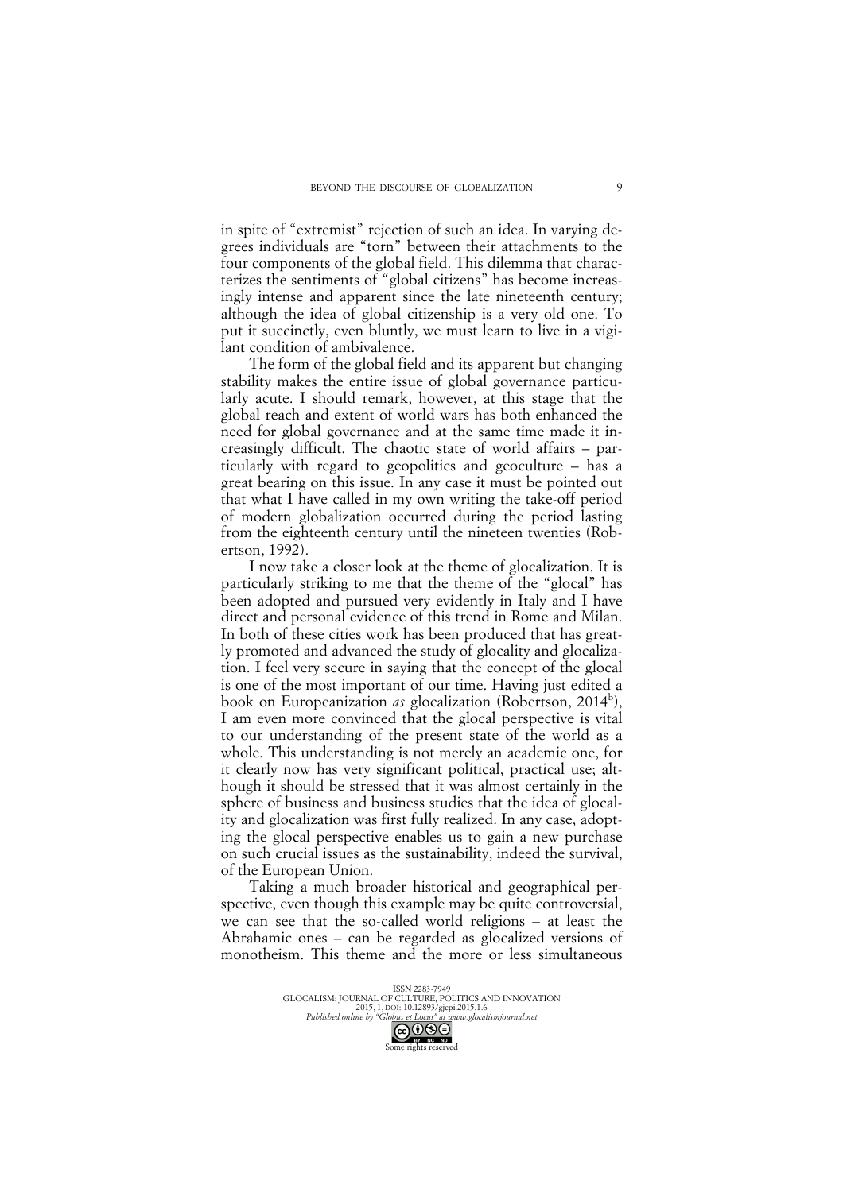in spite of "extremist" rejection of such an idea. In varying degrees individuals are "torn" between their attachments to the four components of the global field. This dilemma that characterizes the sentiments of "global citizens" has become increasingly intense and apparent since the late nineteenth century; although the idea of global citizenship is a very old one. To put it succinctly, even bluntly, we must learn to live in a vigilant condition of ambivalence.

The form of the global field and its apparent but changing stability makes the entire issue of global governance particularly acute. I should remark, however, at this stage that the global reach and extent of world wars has both enhanced the need for global governance and at the same time made it increasingly difficult. The chaotic state of world affairs – particularly with regard to geopolitics and geoculture – has a great bearing on this issue. In any case it must be pointed out that what I have called in my own writing the take-off period of modern globalization occurred during the period lasting from the eighteenth century until the nineteen twenties (Robertson, 1992).

I now take a closer look at the theme of glocalization. It is particularly striking to me that the theme of the "glocal" has been adopted and pursued very evidently in Italy and I have direct and personal evidence of this trend in Rome and Milan. In both of these cities work has been produced that has greatly promoted and advanced the study of glocality and glocalization. I feel very secure in saying that the concept of the glocal is one of the most important of our time. Having just edited a book on Europeanization *as* glocalization (Robertson, 2014[b]), I am even more convinced that the glocal perspective is vital to our understanding of the present state of the world as a whole. This understanding is not merely an academic one, for it clearly now has very significant political, practical use; although it should be stressed that it was almost certainly in the sphere of business and business studies that the idea of glocality and glocalization was first fully realized. In any case, adopting the glocal perspective enables us to gain a new purchase on such crucial issues as the sustainability, indeed the survival, of the European Union.

Taking a much broader historical and geographical perspective, even though this example may be quite controversial, we can see that the so-called world religions – at least the Abrahamic ones – can be regarded as glocalized versions of monotheism. This theme and the more or less simultaneous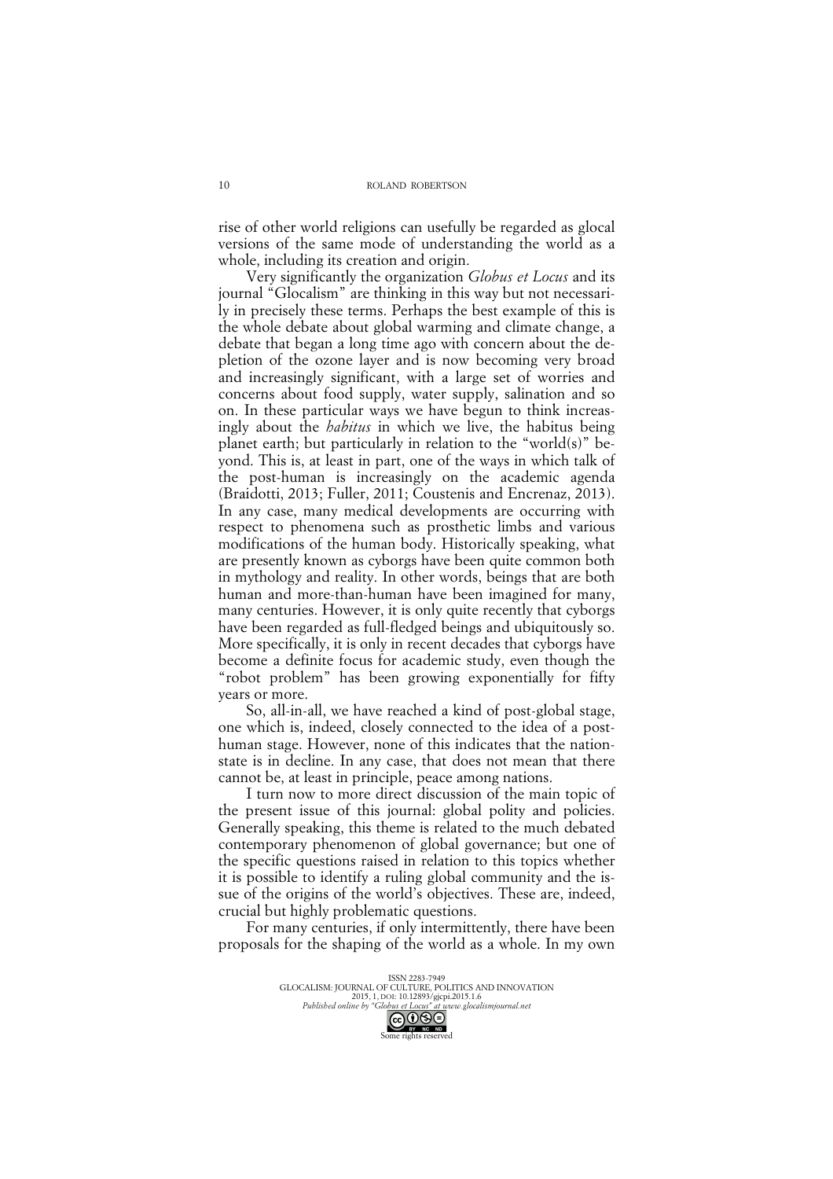rise of other world religions can usefully be regarded as glocal versions of the same mode of understanding the world as a whole, including its creation and origin.

Very significantly the organization *Globus et Locus* and its journal "Glocalism" are thinking in this way but not necessarily in precisely these terms. Perhaps the best example of this is the whole debate about global warming and climate change, a debate that began a long time ago with concern about the depletion of the ozone layer and is now becoming very broad and increasingly significant, with a large set of worries and concerns about food supply, water supply, salination and so on. In these particular ways we have begun to think increasingly about the *habitus* in which we live, the habitus being planet earth; but particularly in relation to the "world(s)" beyond. This is, at least in part, one of the ways in which talk of the post-human is increasingly on the academic agenda (Braidotti, 2013; Fuller, 2011; Coustenis and Encrenaz, 2013). In any case, many medical developments are occurring with respect to phenomena such as prosthetic limbs and various modifications of the human body. Historically speaking, what are presently known as cyborgs have been quite common both in mythology and reality. In other words, beings that are both human and more-than-human have been imagined for many, many centuries. However, it is only quite recently that cyborgs have been regarded as full-fledged beings and ubiquitously so. More specifically, it is only in recent decades that cyborgs have become a definite focus for academic study, even though the "robot problem" has been growing exponentially for fifty years or more.

So, all-in-all, we have reached a kind of post-global stage, one which is, indeed, closely connected to the idea of a post-human stage. However, none of this indicates that the nation-state is in decline. In any case, that does not mean that there cannot be, at least in principle, peace among nations.

I turn now to more direct discussion of the main topic of the present issue of this journal: global polity and policies. Generally speaking, this theme is related to the much debated contemporary phenomenon of global governance; but one of the specific questions raised in relation to this topics whether it is possible to identify a ruling global community and the issue of the origins of the world's objectives. These are, indeed, crucial but highly problematic questions.

For many centuries, if only intermittently, there have been proposals for the shaping of the world as a whole. In my own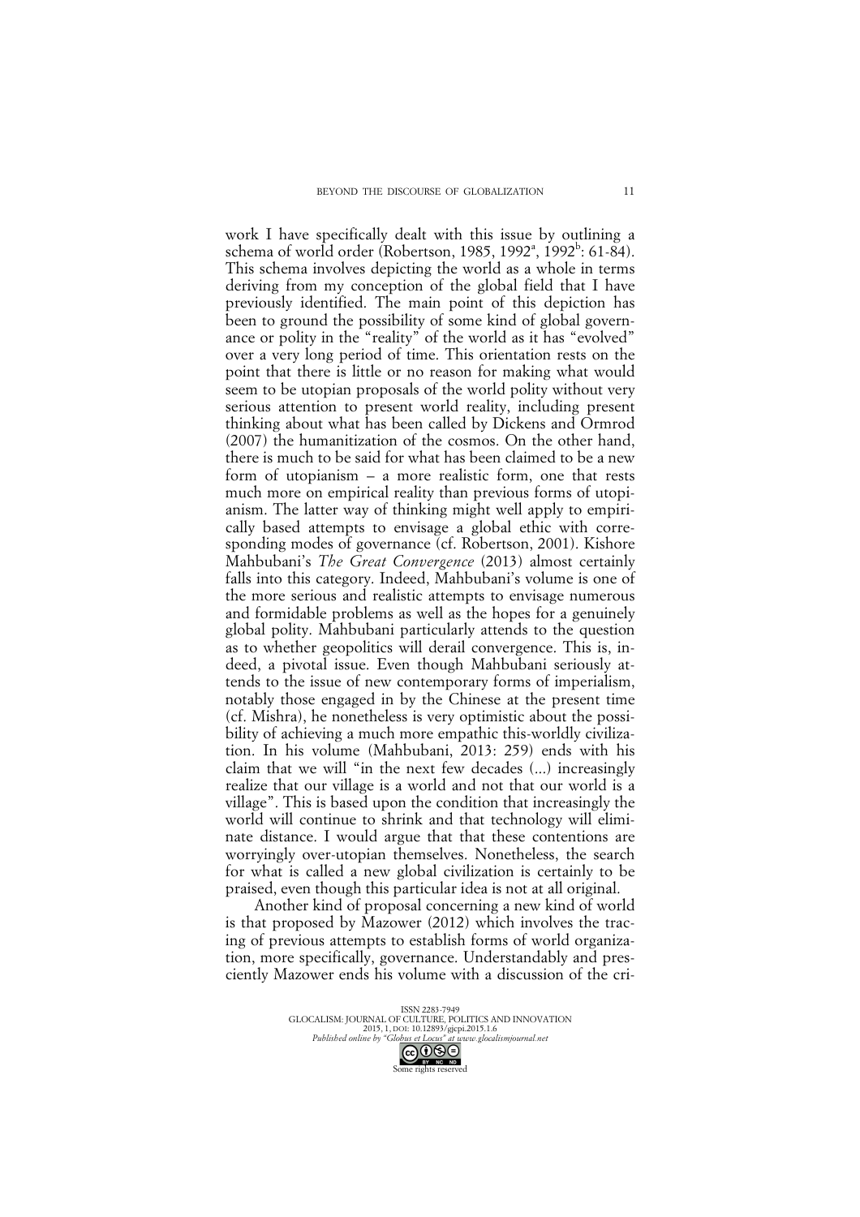work I have specifically dealt with this issue by outlining a schema of world order (Robertson, 1985, 1992[a], 1992[b]: 61-84). This schema involves depicting the world as a whole in terms deriving from my conception of the global field that I have previously identified. The main point of this depiction has been to ground the possibility of some kind of global governance or polity in the "reality" of the world as it has "evolved" over a very long period of time. This orientation rests on the point that there is little or no reason for making what would seem to be utopian proposals of the world polity without very serious attention to present world reality, including present thinking about what has been called by Dickens and Ormrod (2007) the humanitization of the cosmos. On the other hand, there is much to be said for what has been claimed to be a new form of utopianism – a more realistic form, one that rests much more on empirical reality than previous forms of utopianism. The latter way of thinking might well apply to empirically based attempts to envisage a global ethic with corresponding modes of governance (cf. Robertson, 2001). Kishore Mahbubani's *The Great Convergence* (2013) almost certainly falls into this category. Indeed, Mahbubani's volume is one of the more serious and realistic attempts to envisage numerous and formidable problems as well as the hopes for a genuinely global polity. Mahbubani particularly attends to the question as to whether geopolitics will derail convergence. This is, indeed, a pivotal issue. Even though Mahbubani seriously attends to the issue of new contemporary forms of imperialism, notably those engaged in by the Chinese at the present time (cf. Mishra), he nonetheless is very optimistic about the possibility of achieving a much more empathic this-worldly civilization. In his volume (Mahbubani, 2013: 259) ends with his claim that we will "in the next few decades (...) increasingly realize that our village is a world and not that our world is a village". This is based upon the condition that increasingly the world will continue to shrink and that technology will eliminate distance. I would argue that that these contentions are worryingly over-utopian themselves. Nonetheless, the search for what is called a new global civilization is certainly to be praised, even though this particular idea is not at all original.

Another kind of proposal concerning a new kind of world is that proposed by Mazower (2012) which involves the tracing of previous attempts to establish forms of world organization, more specifically, governance. Understandably and presciently Mazower ends his volume with a discussion of the cri-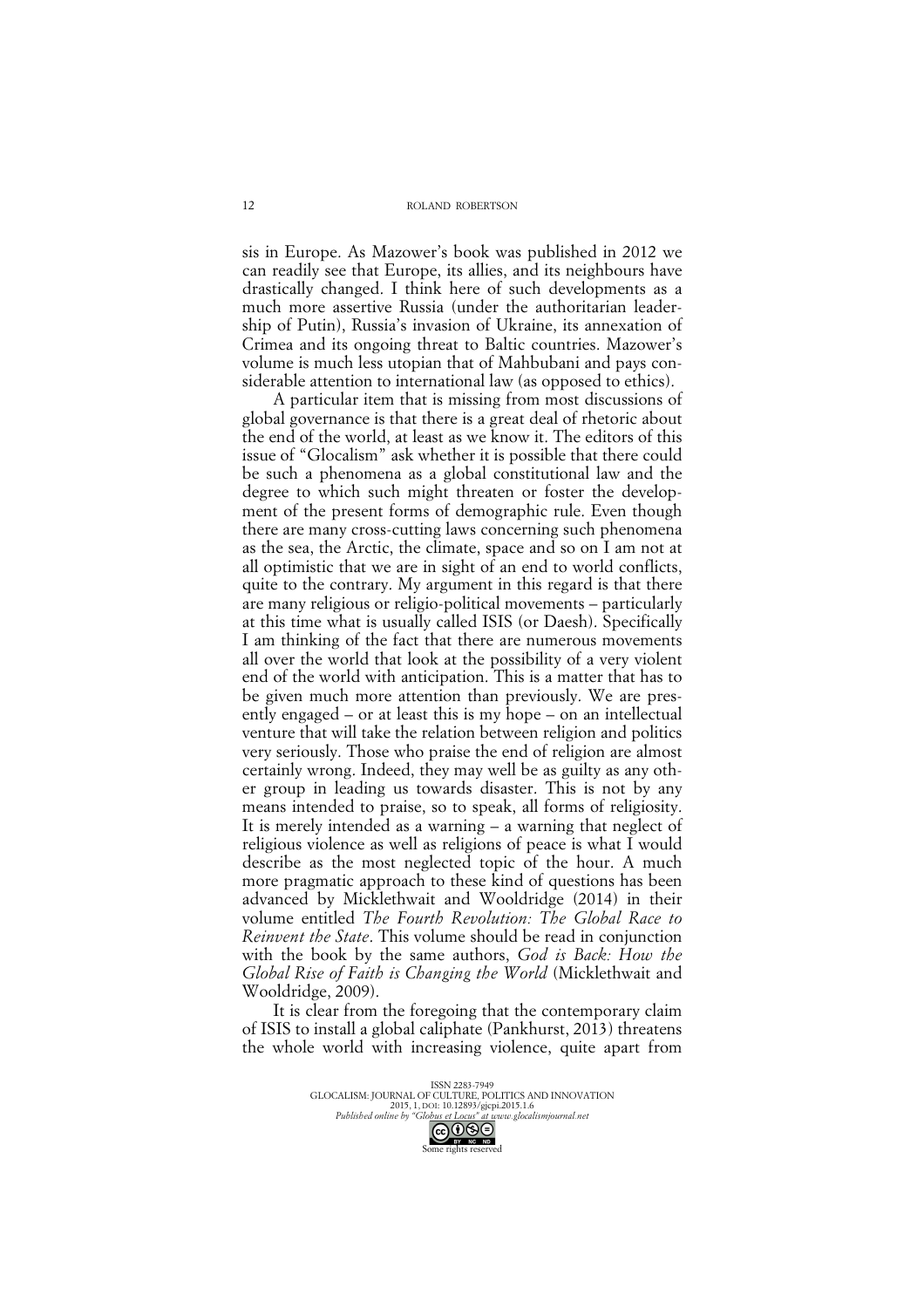sis in Europe. As Mazower's book was published in 2012 we can readily see that Europe, its allies, and its neighbours have drastically changed. I think here of such developments as a much more assertive Russia (under the authoritarian leadership of Putin), Russia's invasion of Ukraine, its annexation of Crimea and its ongoing threat to Baltic countries. Mazower's volume is much less utopian that of Mahbubani and pays considerable attention to international law (as opposed to ethics).

A particular item that is missing from most discussions of global governance is that there is a great deal of rhetoric about the end of the world, at least as we know it. The editors of this issue of "Glocalism" ask whether it is possible that there could be such a phenomena as a global constitutional law and the degree to which such might threaten or foster the development of the present forms of demographic rule. Even though there are many cross-cutting laws concerning such phenomena as the sea, the Arctic, the climate, space and so on I am not at all optimistic that we are in sight of an end to world conflicts, quite to the contrary. My argument in this regard is that there are many religious or religio-political movements – particularly at this time what is usually called ISIS (or Daesh). Specifically I am thinking of the fact that there are numerous movements all over the world that look at the possibility of a very violent end of the world with anticipation. This is a matter that has to be given much more attention than previously. We are presently engaged – or at least this is my hope – on an intellectual venture that will take the relation between religion and politics very seriously. Those who praise the end of religion are almost certainly wrong. Indeed, they may well be as guilty as any other group in leading us towards disaster. This is not by any means intended to praise, so to speak, all forms of religiosity. It is merely intended as a warning – a warning that neglect of religious violence as well as religions of peace is what I would describe as the most neglected topic of the hour. A much more pragmatic approach to these kind of questions has been advanced by Micklethwait and Wooldridge (2014) in their volume entitled *The Fourth Revolution: The Global Race to Reinvent the State*. This volume should be read in conjunction with the book by the same authors, *God is Back: How the Global Rise of Faith is Changing the World* (Micklethwait and Wooldridge, 2009).

It is clear from the foregoing that the contemporary claim of ISIS to install a global caliphate (Pankhurst, 2013) threatens the whole world with increasing violence, quite apart from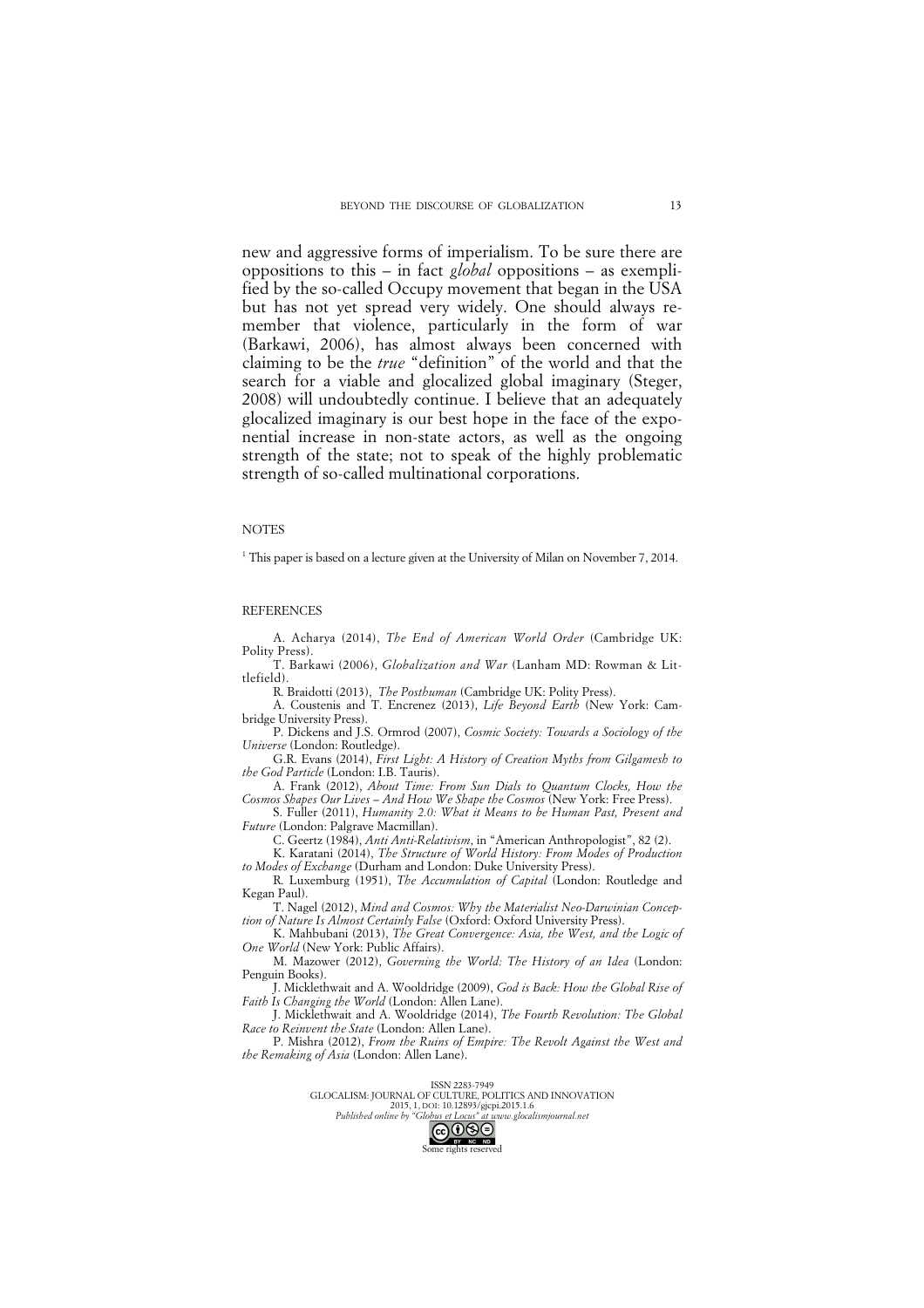new and aggressive forms of imperialism. To be sure there are oppositions to this – in fact *global* oppositions – as exemplified by the so-called Occupy movement that began in the USA but has not yet spread very widely. One should always remember that violence, particularly in the form of war (Barkawi, 2006), has almost always been concerned with claiming to be the *true* "definition" of the world and that the search for a viable and glocalized global imaginary (Steger, 2008) will undoubtedly continue. I believe that an adequately glocalized imaginary is our best hope in the face of the exponential increase in non-state actors, as well as the ongoing strength of the state; not to speak of the highly problematic strength of so-called multinational corporations.

## NOTES

[1] This paper is based on a lecture given at the University of Milan on November 7, 2014.

## REFERENCES

A. Acharya (2014), *The End of American World Order* (Cambridge UK: Polity Press).

T. Barkawi (2006), *Globalization and War* (Lanham MD: Rowman & Littlefield).

R. Braidotti (2013), *The Posthuman* (Cambridge UK: Polity Press).

A. Coustenis and T. Encrenez (2013), *Life Beyond Earth* (New York: Cambridge University Press).

P. Dickens and J.S. Ormrod (2007), *Cosmic Society: Towards a Sociology of the Universe* (London: Routledge).

G.R. Evans (2014), *First Light: A History of Creation Myths from Gilgamesh to the God Particle* (London: I.B. Tauris).

A. Frank (2012), *About Time: From Sun Dials to Quantum Clocks, How the Cosmos Shapes Our Lives – And How We Shape the Cosmos* (New York: Free Press).

S. Fuller (2011), *Humanity 2.0: What it Means to be Human Past, Present and Future* (London: Palgrave Macmillan).

C. Geertz (1984), *Anti Anti-Relativism*, in "American Anthropologist", 82 (2).

K. Karatani (2014), *The Structure of World History: From Modes of Production to Modes of Exchange* (Durham and London: Duke University Press).

R. Luxemburg (1951), *The Accumulation of Capital* (London: Routledge and Kegan Paul).

T. Nagel (2012), *Mind and Cosmos: Why the Materialist Neo-Darwinian Conception of Nature Is Almost Certainly False* (Oxford: Oxford University Press).

K. Mahbubani (2013), *The Great Convergence: Asia, the West, and the Logic of One World* (New York: Public Affairs).

M. Mazower (2012), *Governing the World: The History of an Idea* (London: Penguin Books).

J. Micklethwait and A. Wooldridge (2009), *God is Back: How the Global Rise of Faith Is Changing the World* (London: Allen Lane).

J. Micklethwait and A. Wooldridge (2014), *The Fourth Revolution: The Global Race to Reinvent the State* (London: Allen Lane).

P. Mishra (2012), *From the Ruins of Empire: The Revolt Against the West and the Remaking of Asia* (London: Allen Lane).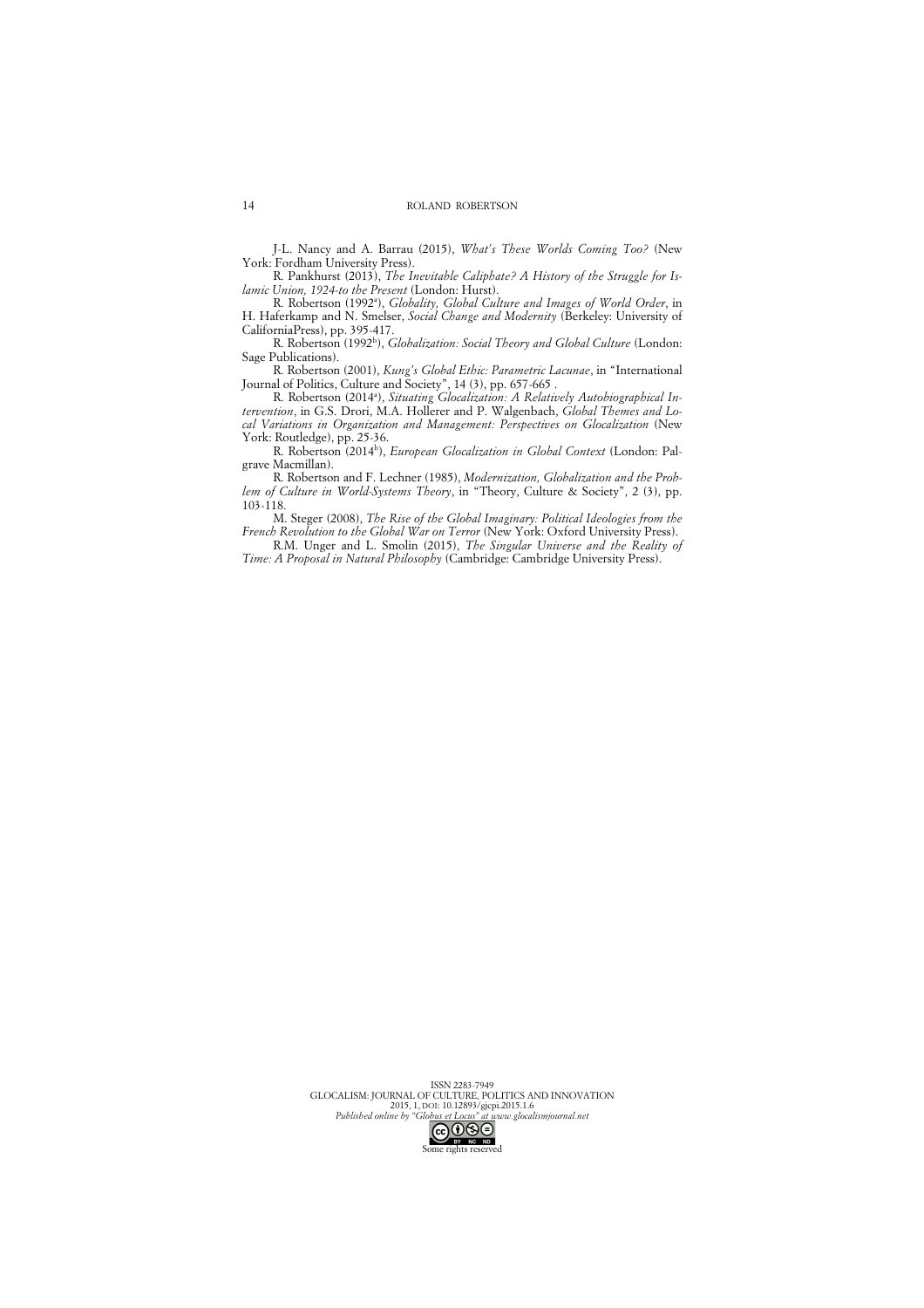J-L. Nancy and A. Barrau (2015), *What's These Worlds Coming Too?* (New York: Fordham University Press).

R. Pankhurst (2013), *The Inevitable Caliphate? A History of the Struggle for Islamic Union, 1924-to the Present* (London: Hurst).

R. Robertson (1992[a]), *Globality, Global Culture and Images of World Order*, in H. Haferkamp and N. Smelser, *Social Change and Modernity* (Berkeley: University of CaliforniaPress), pp. 395-417.

R. Robertson (1992[b]), *Globalization: Social Theory and Global Culture* (London: Sage Publications).

R. Robertson (2001), *Kung's Global Ethic: Parametric Lacunae*, in "International Journal of Politics, Culture and Society", 14 (3), pp. 657-665 .

R. Robertson (2014[a]), *Situating Glocalization: A Relatively Autobiographical Intervention*, in G.S. Drori, M.A. Hollerer and P. Walgenbach, *Global Themes and Local Variations in Organization and Management: Perspectives on Glocalization* (New York: Routledge), pp. 25-36.

R. Robertson (2014[b]), *European Glocalization in Global Context* (London: Palgrave Macmillan).

R. Robertson and F. Lechner (1985), *Modernization, Globalization and the Problem of Culture in World-Systems Theory*, in "Theory, Culture & Society", 2 (3), pp. 103-118.

M. Steger (2008), *The Rise of the Global Imaginary: Political Ideologies from the French Revolution to the Global War on Terror* (New York: Oxford University Press).

R.M. Unger and L. Smolin (2015), *The Singular Universe and the Reality of Time: A Proposal in Natural Philosophy* (Cambridge: Cambridge University Press).